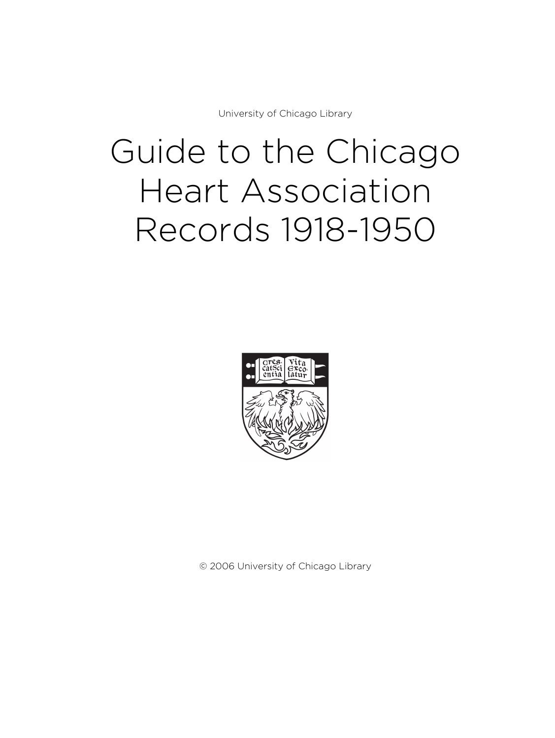University of Chicago Library

# Guide to the Chicago Heart Association Records 1918-1950

© 2006 University of Chicago Library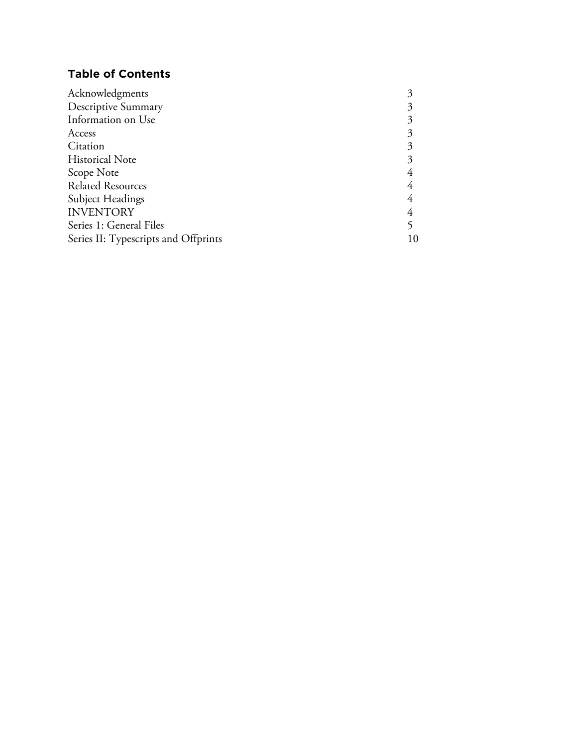## Table of Contents

| | |
|---|---|
| Acknowledgments | 3 |
| Descriptive Summary | 3 |
| Information on Use | 3 |
| Access | 3 |
| Citation | 3 |
| Historical Note | 3 |
| Scope Note | 4 |
| Related Resources | 4 |
| Subject Headings | 4 |
| INVENTORY | 4 |
| Series 1: General Files | 5 |
| Series II: Typescripts and Offprints | 10 |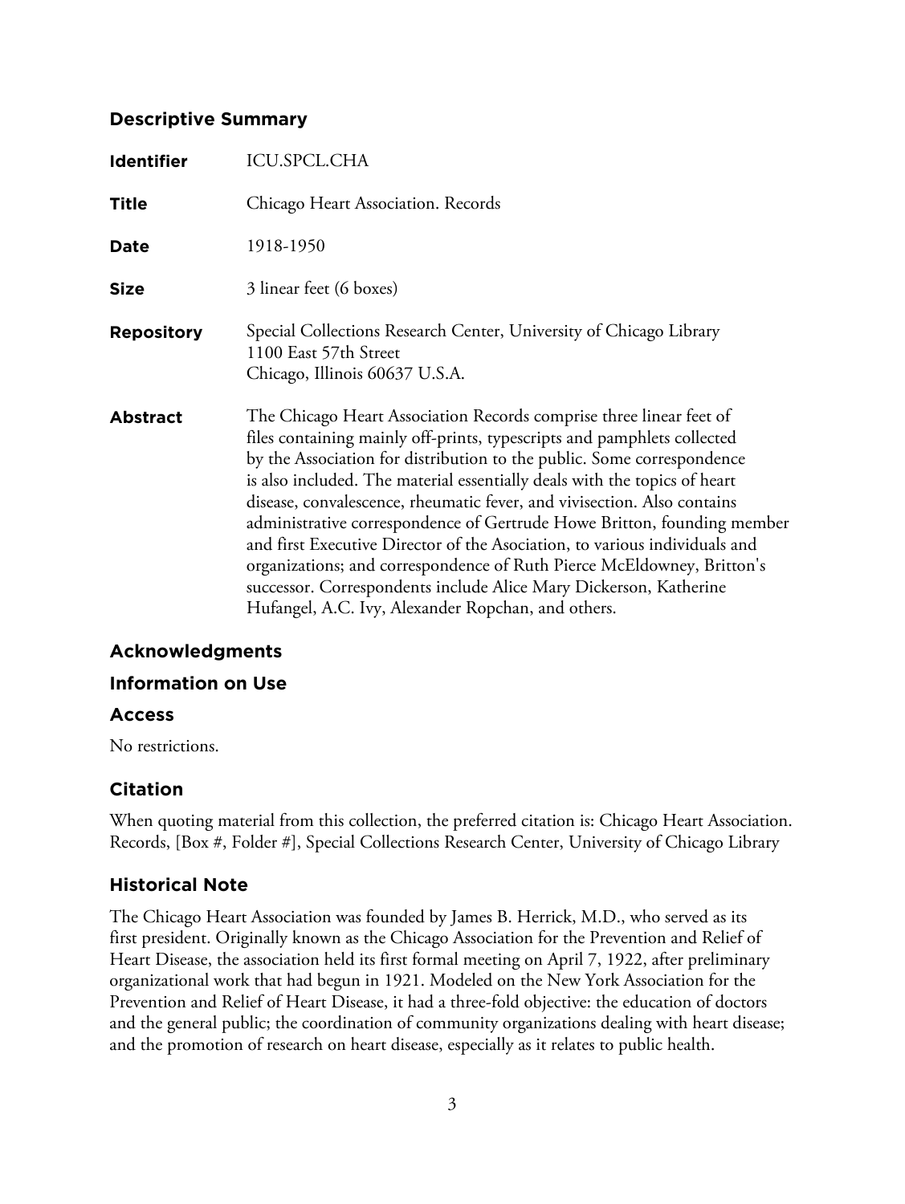## Descriptive Summary

| | |
|---|---|
| **Identifier** | ICU.SPCL.CHA |
| **Title** | Chicago Heart Association. Records |
| **Date** | 1918-1950 |
| **Size** | 3 linear feet (6 boxes) |
| **Repository** | Special Collections Research Center, University of Chicago Library<br>1100 East 57th Street<br>Chicago, Illinois 60637 U.S.A. |
| **Abstract** | The Chicago Heart Association Records comprise three linear feet of files containing mainly off-prints, typescripts and pamphlets collected by the Association for distribution to the public. Some correspondence is also included. The material essentially deals with the topics of heart disease, convalescence, rheumatic fever, and vivisection. Also contains administrative correspondence of Gertrude Howe Britton, founding member and first Executive Director of the Asociation, to various individuals and organizations; and correspondence of Ruth Pierce McEldowney, Britton's successor. Correspondents include Alice Mary Dickerson, Katherine Hufangel, A.C. Ivy, Alexander Ropchan, and others. |

## Acknowledgments

## Information on Use

### Access

No restrictions.

### Citation

When quoting material from this collection, the preferred citation is: Chicago Heart Association. Records, [Box #, Folder #], Special Collections Research Center, University of Chicago Library

## Historical Note

The Chicago Heart Association was founded by James B. Herrick, M.D., who served as its first president. Originally known as the Chicago Association for the Prevention and Relief of Heart Disease, the association held its first formal meeting on April 7, 1922, after preliminary organizational work that had begun in 1921. Modeled on the New York Association for the Prevention and Relief of Heart Disease, it had a three-fold objective: the education of doctors and the general public; the coordination of community organizations dealing with heart disease; and the promotion of research on heart disease, especially as it relates to public health.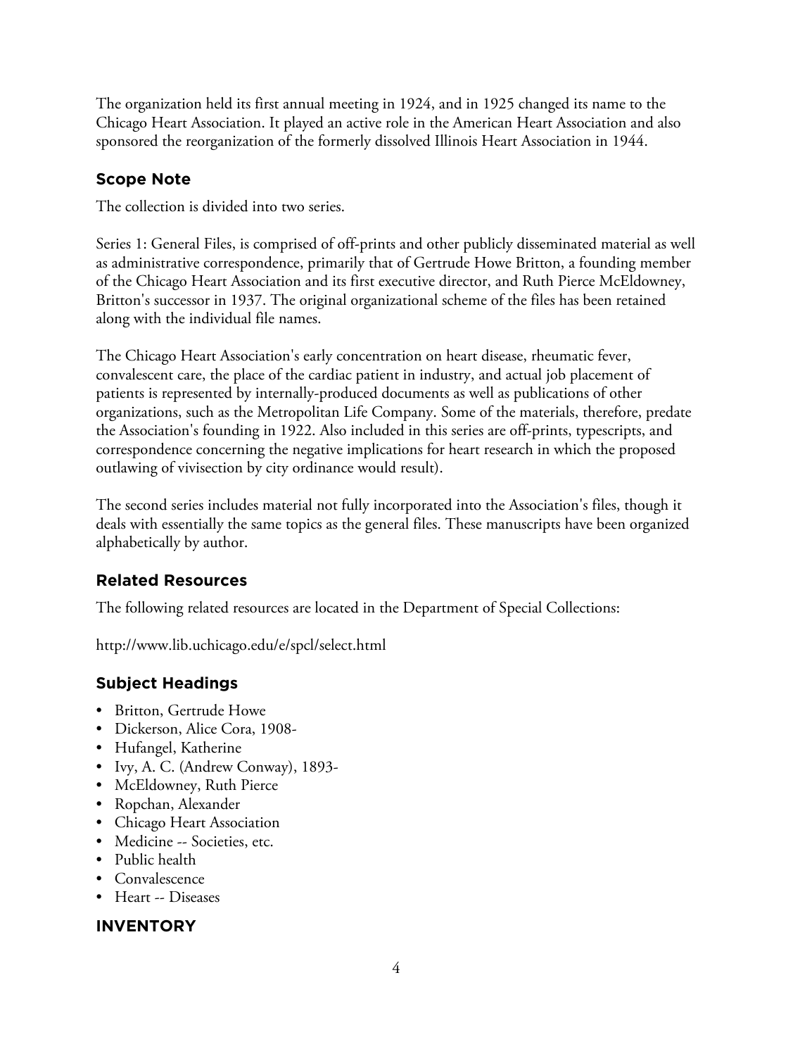The organization held its first annual meeting in 1924, and in 1925 changed its name to the Chicago Heart Association. It played an active role in the American Heart Association and also sponsored the reorganization of the formerly dissolved Illinois Heart Association in 1944.

## Scope Note

The collection is divided into two series.

Series 1: General Files, is comprised of off-prints and other publicly disseminated material as well as administrative correspondence, primarily that of Gertrude Howe Britton, a founding member of the Chicago Heart Association and its first executive director, and Ruth Pierce McEldowney, Britton's successor in 1937. The original organizational scheme of the files has been retained along with the individual file names.

The Chicago Heart Association's early concentration on heart disease, rheumatic fever, convalescent care, the place of the cardiac patient in industry, and actual job placement of patients is represented by internally-produced documents as well as publications of other organizations, such as the Metropolitan Life Company. Some of the materials, therefore, predate the Association's founding in 1922. Also included in this series are off-prints, typescripts, and correspondence concerning the negative implications for heart research in which the proposed outlawing of vivisection by city ordinance would result).

The second series includes material not fully incorporated into the Association's files, though it deals with essentially the same topics as the general files. These manuscripts have been organized alphabetically by author.

## Related Resources

The following related resources are located in the Department of Special Collections:

http://www.lib.uchicago.edu/e/spcl/select.html

## Subject Headings

- Britton, Gertrude Howe
- Dickerson, Alice Cora, 1908-
- Hufangel, Katherine
- Ivy, A. C. (Andrew Conway), 1893-
- McEldowney, Ruth Pierce
- Ropchan, Alexander
- Chicago Heart Association
- Medicine -- Societies, etc.
- Public health
- Convalescence
- Heart -- Diseases

## INVENTORY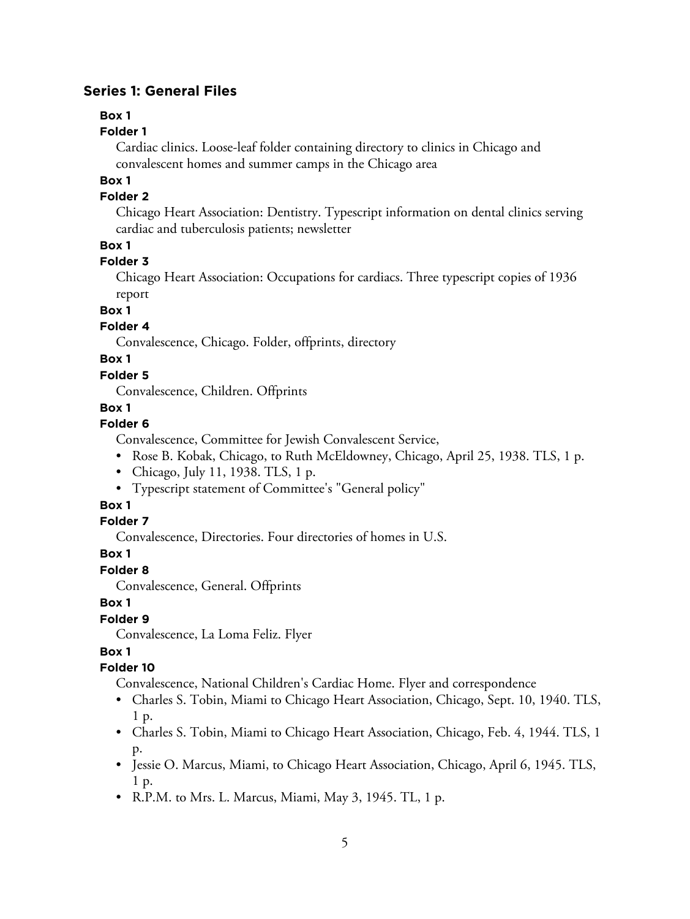## Series 1: General Files

**Box 1**

**Folder 1**

Cardiac clinics. Loose-leaf folder containing directory to clinics in Chicago and convalescent homes and summer camps in the Chicago area

**Box 1**

**Folder 2**

Chicago Heart Association: Dentistry. Typescript information on dental clinics serving cardiac and tuberculosis patients; newsletter

**Box 1**

**Folder 3**

Chicago Heart Association: Occupations for cardiacs. Three typescript copies of 1936 report

**Box 1**

**Folder 4**

Convalescence, Chicago. Folder, offprints, directory

**Box 1**

**Folder 5**

Convalescence, Children. Offprints

**Box 1**

**Folder 6**

Convalescence, Committee for Jewish Convalescent Service,

- Rose B. Kobak, Chicago, to Ruth McEldowney, Chicago, April 25, 1938. TLS, 1 p.
- Chicago, July 11, 1938. TLS, 1 p.
- Typescript statement of Committee's "General policy"

**Box 1**

**Folder 7**

Convalescence, Directories. Four directories of homes in U.S.

**Box 1**

**Folder 8**

Convalescence, General. Offprints

**Box 1**

**Folder 9**

Convalescence, La Loma Feliz. Flyer

**Box 1**

**Folder 10**

Convalescence, National Children's Cardiac Home. Flyer and correspondence

- Charles S. Tobin, Miami to Chicago Heart Association, Chicago, Sept. 10, 1940. TLS, 1 p.
- Charles S. Tobin, Miami to Chicago Heart Association, Chicago, Feb. 4, 1944. TLS, 1 p.
- Jessie O. Marcus, Miami, to Chicago Heart Association, Chicago, April 6, 1945. TLS, 1 p.
- R.P.M. to Mrs. L. Marcus, Miami, May 3, 1945. TL, 1 p.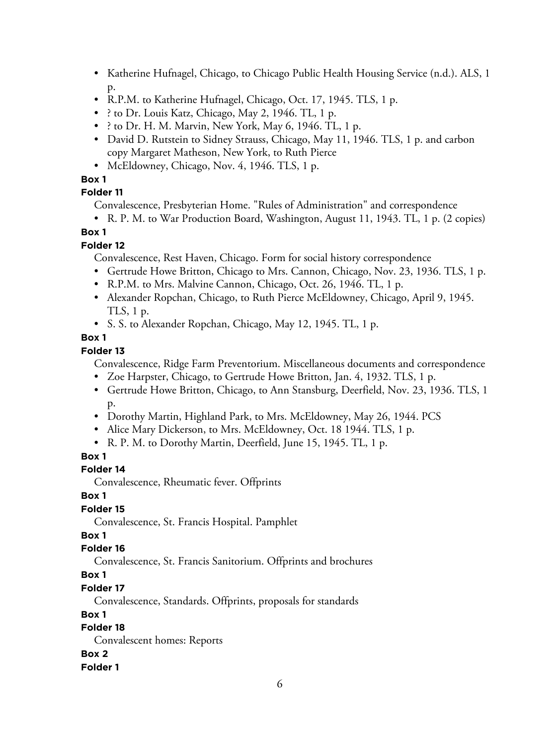- Katherine Hufnagel, Chicago, to Chicago Public Health Housing Service (n.d.). ALS, 1 p.
- R.P.M. to Katherine Hufnagel, Chicago, Oct. 17, 1945. TLS, 1 p.
- ? to Dr. Louis Katz, Chicago, May 2, 1946. TL, 1 p.
- ? to Dr. H. M. Marvin, New York, May 6, 1946. TL, 1 p.
- David D. Rutstein to Sidney Strauss, Chicago, May 11, 1946. TLS, 1 p. and carbon copy Margaret Matheson, New York, to Ruth Pierce
- McEldowney, Chicago, Nov. 4, 1946. TLS, 1 p.

**Box 1**

**Folder 11**

Convalescence, Presbyterian Home. "Rules of Administration" and correspondence

- R. P. M. to War Production Board, Washington, August 11, 1943. TL, 1 p. (2 copies)

**Box 1**

**Folder 12**

Convalescence, Rest Haven, Chicago. Form for social history correspondence

- Gertrude Howe Britton, Chicago to Mrs. Cannon, Chicago, Nov. 23, 1936. TLS, 1 p.
- R.P.M. to Mrs. Malvine Cannon, Chicago, Oct. 26, 1946. TL, 1 p.
- Alexander Ropchan, Chicago, to Ruth Pierce McEldowney, Chicago, April 9, 1945. TLS, 1 p.
- S. S. to Alexander Ropchan, Chicago, May 12, 1945. TL, 1 p.

**Box 1**

**Folder 13**

Convalescence, Ridge Farm Preventorium. Miscellaneous documents and correspondence

- Zoe Harpster, Chicago, to Gertrude Howe Britton, Jan. 4, 1932. TLS, 1 p.
- Gertrude Howe Britton, Chicago, to Ann Stansburg, Deerfield, Nov. 23, 1936. TLS, 1 p.
- Dorothy Martin, Highland Park, to Mrs. McEldowney, May 26, 1944. PCS
- Alice Mary Dickerson, to Mrs. McEldowney, Oct. 18 1944. TLS, 1 p.
- R. P. M. to Dorothy Martin, Deerfield, June 15, 1945. TL, 1 p.

**Box 1**

**Folder 14**

Convalescence, Rheumatic fever. Offprints

**Box 1**

**Folder 15**

Convalescence, St. Francis Hospital. Pamphlet

**Box 1**

**Folder 16**

Convalescence, St. Francis Sanitorium. Offprints and brochures

**Box 1**

**Folder 17**

Convalescence, Standards. Offprints, proposals for standards

**Box 1**

**Folder 18**

Convalescent homes: Reports

**Box 2**

**Folder 1**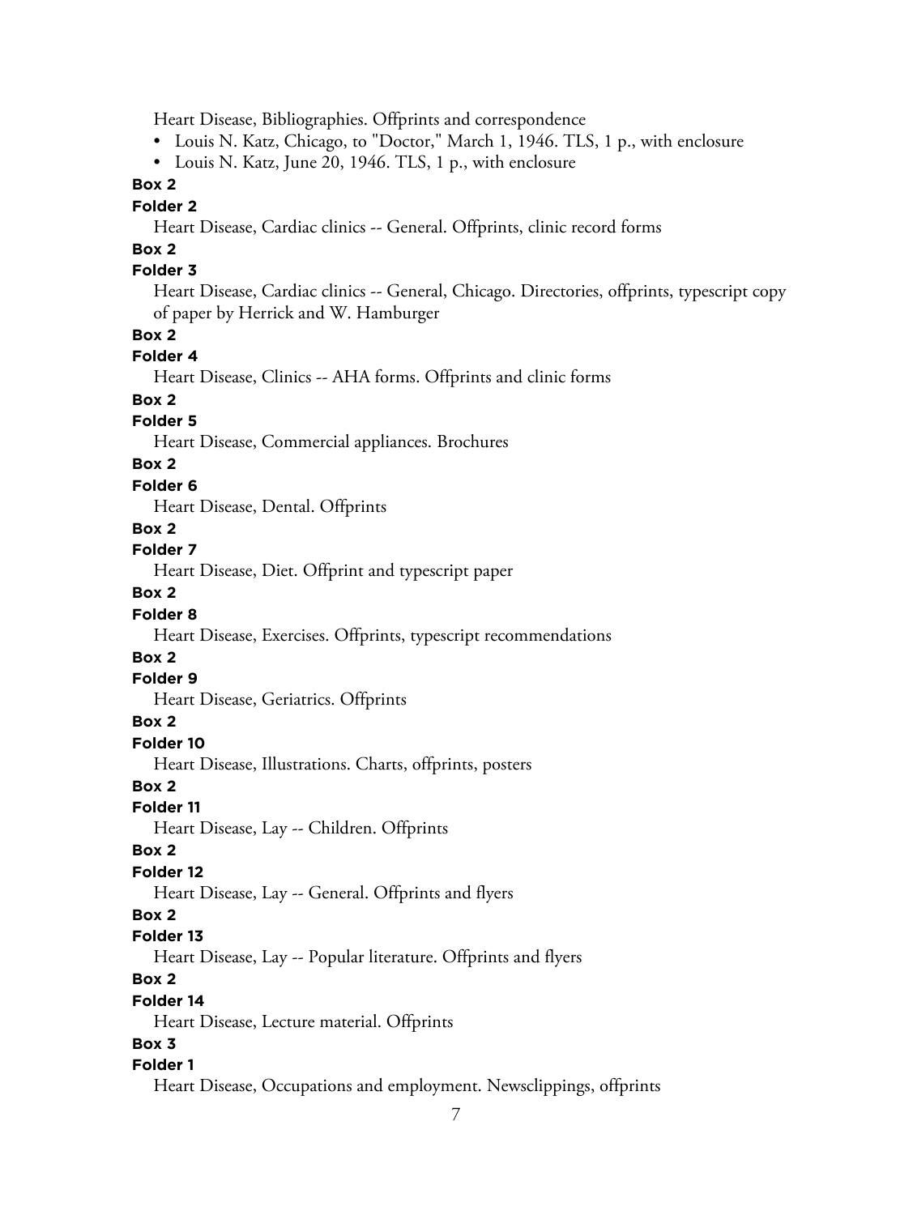Heart Disease, Bibliographies. Offprints and correspondence

- Louis N. Katz, Chicago, to "Doctor," March 1, 1946. TLS, 1 p., with enclosure
- Louis N. Katz, June 20, 1946. TLS, 1 p., with enclosure

**Box 2**

**Folder 2**

Heart Disease, Cardiac clinics -- General. Offprints, clinic record forms

**Box 2**

**Folder 3**

Heart Disease, Cardiac clinics -- General, Chicago. Directories, offprints, typescript copy of paper by Herrick and W. Hamburger

**Box 2**

**Folder 4**

Heart Disease, Clinics -- AHA forms. Offprints and clinic forms

**Box 2**

**Folder 5**

Heart Disease, Commercial appliances. Brochures

**Box 2**

**Folder 6**

Heart Disease, Dental. Offprints

**Box 2**

**Folder 7**

Heart Disease, Diet. Offprint and typescript paper

**Box 2**

**Folder 8**

Heart Disease, Exercises. Offprints, typescript recommendations

**Box 2**

**Folder 9**

Heart Disease, Geriatrics. Offprints

**Box 2**

**Folder 10**

Heart Disease, Illustrations. Charts, offprints, posters

**Box 2**

**Folder 11**

Heart Disease, Lay -- Children. Offprints

**Box 2**

**Folder 12**

Heart Disease, Lay -- General. Offprints and flyers

**Box 2**

**Folder 13**

Heart Disease, Lay -- Popular literature. Offprints and flyers

**Box 2**

**Folder 14**

Heart Disease, Lecture material. Offprints

**Box 3**

**Folder 1**

Heart Disease, Occupations and employment. Newsclippings, offprints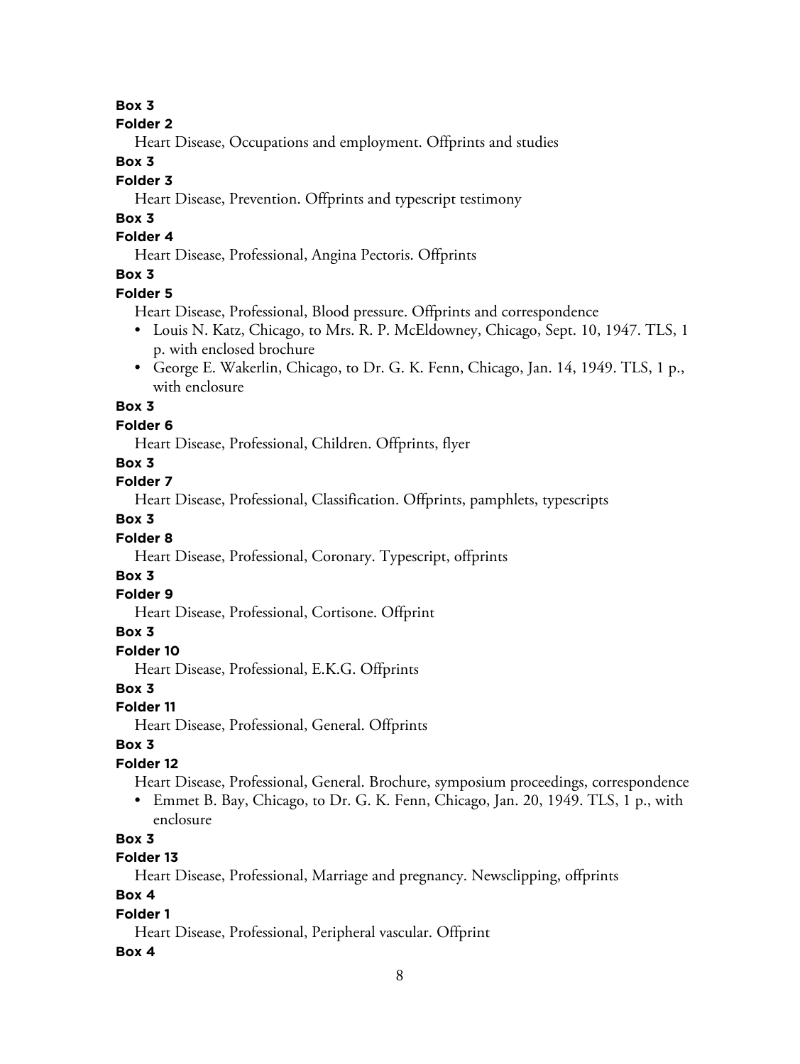**Box 3**

**Folder 2**

Heart Disease, Occupations and employment. Offprints and studies

**Box 3**

**Folder 3**

Heart Disease, Prevention. Offprints and typescript testimony

**Box 3**

**Folder 4**

Heart Disease, Professional, Angina Pectoris. Offprints

**Box 3**

**Folder 5**

Heart Disease, Professional, Blood pressure. Offprints and correspondence

- Louis N. Katz, Chicago, to Mrs. R. P. McEldowney, Chicago, Sept. 10, 1947. TLS, 1 p. with enclosed brochure
- George E. Wakerlin, Chicago, to Dr. G. K. Fenn, Chicago, Jan. 14, 1949. TLS, 1 p., with enclosure

**Box 3**

**Folder 6**

Heart Disease, Professional, Children. Offprints, flyer

**Box 3**

**Folder 7**

Heart Disease, Professional, Classification. Offprints, pamphlets, typescripts

**Box 3**

**Folder 8**

Heart Disease, Professional, Coronary. Typescript, offprints

**Box 3**

**Folder 9**

Heart Disease, Professional, Cortisone. Offprint

**Box 3**

**Folder 10**

Heart Disease, Professional, E.K.G. Offprints

**Box 3**

**Folder 11**

Heart Disease, Professional, General. Offprints

**Box 3**

**Folder 12**

Heart Disease, Professional, General. Brochure, symposium proceedings, correspondence

- Emmet B. Bay, Chicago, to Dr. G. K. Fenn, Chicago, Jan. 20, 1949. TLS, 1 p., with enclosure

**Box 3**

**Folder 13**

Heart Disease, Professional, Marriage and pregnancy. Newsclipping, offprints

**Box 4**

**Folder 1**

Heart Disease, Professional, Peripheral vascular. Offprint

**Box 4**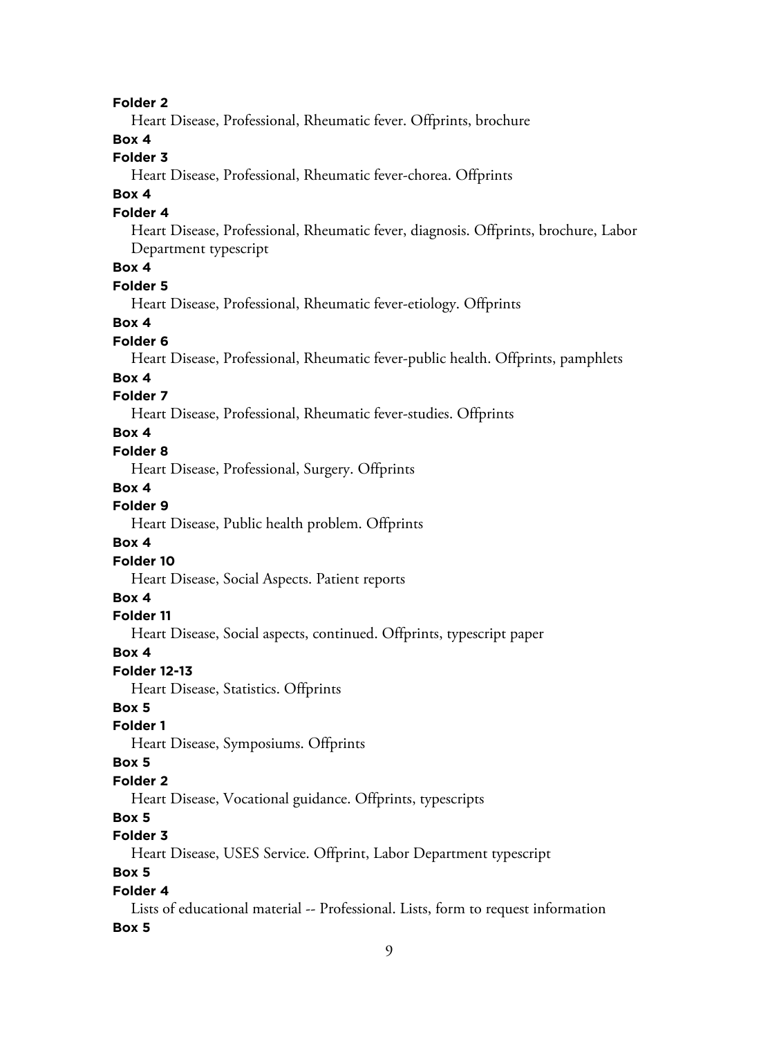**Folder 2**

Heart Disease, Professional, Rheumatic fever. Offprints, brochure

**Box 4**

**Folder 3**

Heart Disease, Professional, Rheumatic fever-chorea. Offprints

**Box 4**

**Folder 4**

Heart Disease, Professional, Rheumatic fever, diagnosis. Offprints, brochure, Labor Department typescript

**Box 4**

**Folder 5**

Heart Disease, Professional, Rheumatic fever-etiology. Offprints

**Box 4**

**Folder 6**

Heart Disease, Professional, Rheumatic fever-public health. Offprints, pamphlets

**Box 4**

**Folder 7**

Heart Disease, Professional, Rheumatic fever-studies. Offprints

**Box 4**

**Folder 8**

Heart Disease, Professional, Surgery. Offprints

**Box 4**

**Folder 9**

Heart Disease, Public health problem. Offprints

**Box 4**

**Folder 10**

Heart Disease, Social Aspects. Patient reports

**Box 4**

**Folder 11**

Heart Disease, Social aspects, continued. Offprints, typescript paper

**Box 4**

**Folder 12-13**

Heart Disease, Statistics. Offprints

**Box 5**

**Folder 1**

Heart Disease, Symposiums. Offprints

**Box 5**

**Folder 2**

Heart Disease, Vocational guidance. Offprints, typescripts

**Box 5**

**Folder 3**

Heart Disease, USES Service. Offprint, Labor Department typescript

**Box 5**

**Folder 4**

Lists of educational material -- Professional. Lists, form to request information

**Box 5**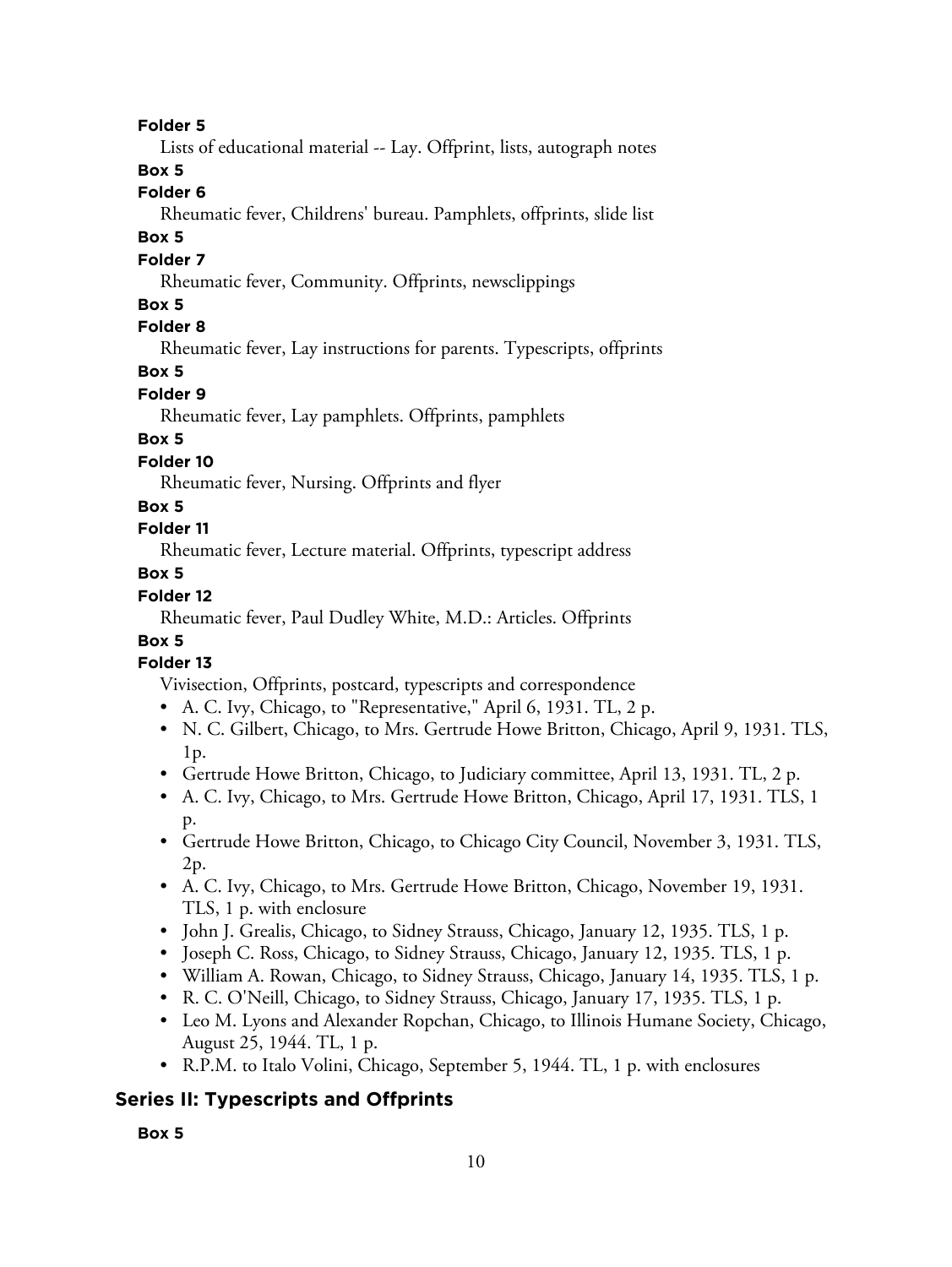**Folder 5**

Lists of educational material -- Lay. Offprint, lists, autograph notes

**Box 5**

**Folder 6**

Rheumatic fever, Childrens' bureau. Pamphlets, offprints, slide list

**Box 5**

**Folder 7**

Rheumatic fever, Community. Offprints, newsclippings

**Box 5**

**Folder 8**

Rheumatic fever, Lay instructions for parents. Typescripts, offprints

**Box 5**

**Folder 9**

Rheumatic fever, Lay pamphlets. Offprints, pamphlets

**Box 5**

**Folder 10**

Rheumatic fever, Nursing. Offprints and flyer

**Box 5**

**Folder 11**

Rheumatic fever, Lecture material. Offprints, typescript address

**Box 5**

**Folder 12**

Rheumatic fever, Paul Dudley White, M.D.: Articles. Offprints

**Box 5**

**Folder 13**

Vivisection, Offprints, postcard, typescripts and correspondence

- A. C. Ivy, Chicago, to "Representative," April 6, 1931. TL, 2 p.
- N. C. Gilbert, Chicago, to Mrs. Gertrude Howe Britton, Chicago, April 9, 1931. TLS, 1p.
- Gertrude Howe Britton, Chicago, to Judiciary committee, April 13, 1931. TL, 2 p.
- A. C. Ivy, Chicago, to Mrs. Gertrude Howe Britton, Chicago, April 17, 1931. TLS, 1 p.
- Gertrude Howe Britton, Chicago, to Chicago City Council, November 3, 1931. TLS, 2p.
- A. C. Ivy, Chicago, to Mrs. Gertrude Howe Britton, Chicago, November 19, 1931. TLS, 1 p. with enclosure
- John J. Grealis, Chicago, to Sidney Strauss, Chicago, January 12, 1935. TLS, 1 p.
- Joseph C. Ross, Chicago, to Sidney Strauss, Chicago, January 12, 1935. TLS, 1 p.
- William A. Rowan, Chicago, to Sidney Strauss, Chicago, January 14, 1935. TLS, 1 p.
- R. C. O'Neill, Chicago, to Sidney Strauss, Chicago, January 17, 1935. TLS, 1 p.
- Leo M. Lyons and Alexander Ropchan, Chicago, to Illinois Humane Society, Chicago, August 25, 1944. TL, 1 p.
- R.P.M. to Italo Volini, Chicago, September 5, 1944. TL, 1 p. with enclosures

## Series II: Typescripts and Offprints

**Box 5**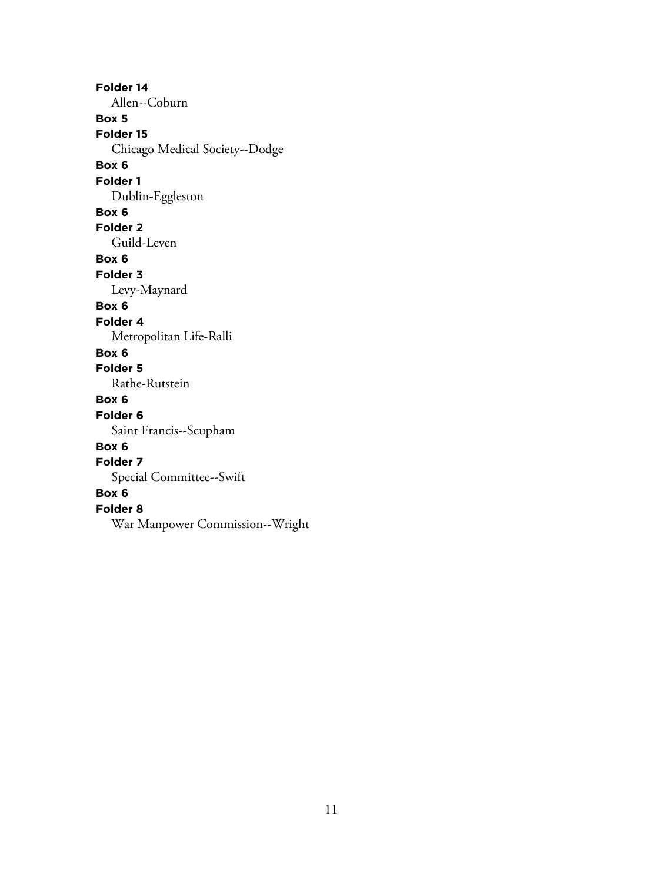**Folder 14**
Allen--Coburn

**Box 5**
**Folder 15**
Chicago Medical Society--Dodge

**Box 6**
**Folder 1**
Dublin-Eggleston

**Box 6**
**Folder 2**
Guild-Leven

**Box 6**
**Folder 3**
Levy-Maynard

**Box 6**
**Folder 4**
Metropolitan Life-Ralli

**Box 6**
**Folder 5**
Rathe-Rutstein

**Box 6**
**Folder 6**
Saint Francis--Scupham

**Box 6**
**Folder 7**
Special Committee--Swift

**Box 6**
**Folder 8**
War Manpower Commission--Wright